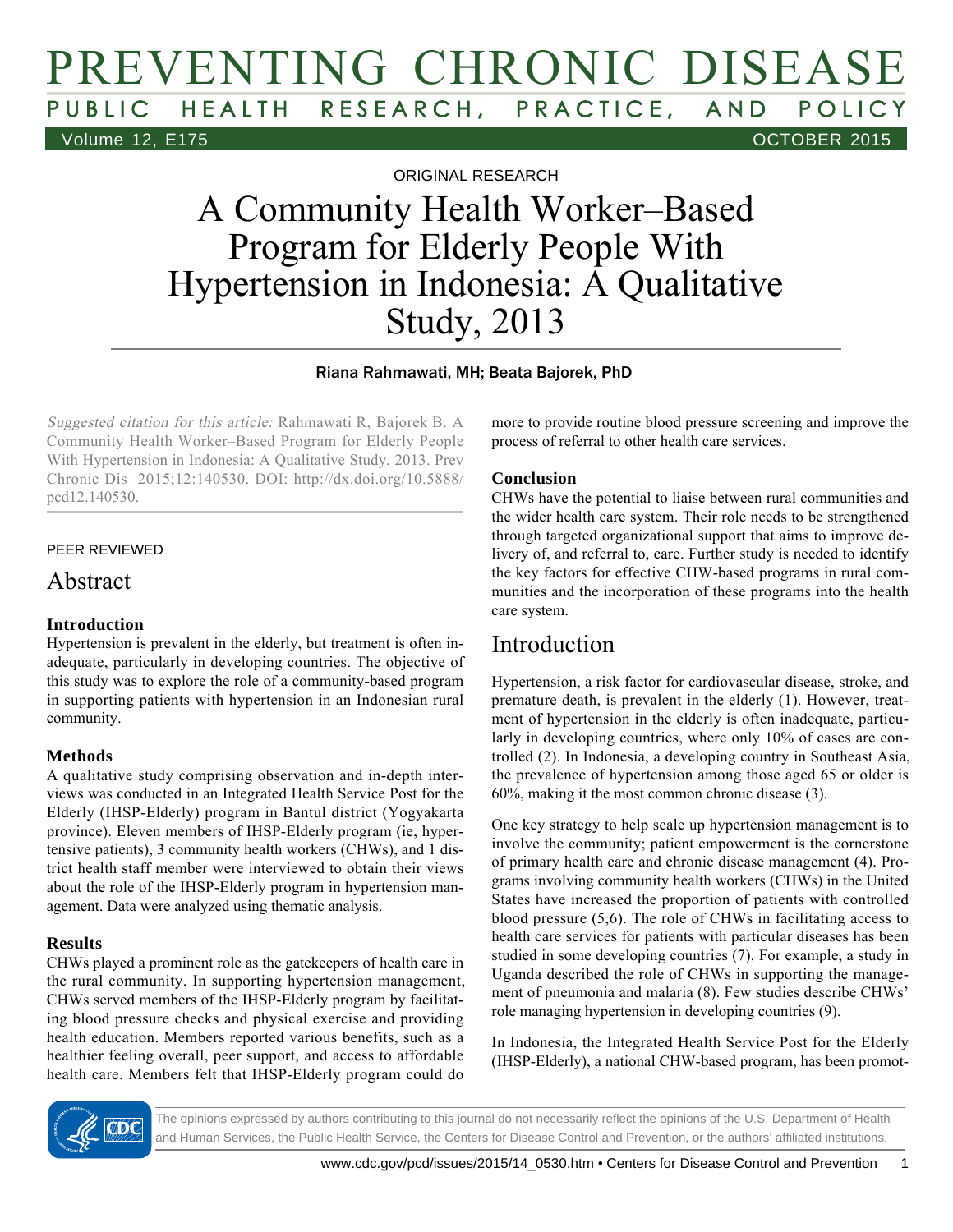ORIGINAL RESEARCH

# A Community Health Worker–Based Program for Elderly People With Hypertension in Indonesia: A Qualitative Study, 2013

**Riana Rahmawati, MH; Beata Bajorek, PhD**

*Suggested citation for this article:* Rahmawati R, Bajorek B. A Community Health Worker–Based Program for Elderly People With Hypertension in Indonesia: A Qualitative Study, 2013. Prev Chronic Dis 2015;12:140530. DOI: http://dx.doi.org/10.5888/pcd12.140530.

PEER REVIEWED

## Abstract

### Introduction

Hypertension is prevalent in the elderly, but treatment is often inadequate, particularly in developing countries. The objective of this study was to explore the role of a community-based program in supporting patients with hypertension in an Indonesian rural community.

### Methods

A qualitative study comprising observation and in-depth interviews was conducted in an Integrated Health Service Post for the Elderly (IHSP-Elderly) program in Bantul district (Yogyakarta province). Eleven members of IHSP-Elderly program (ie, hypertensive patients), 3 community health workers (CHWs), and 1 district health staff member were interviewed to obtain their views about the role of the IHSP-Elderly program in hypertension management. Data were analyzed using thematic analysis.

### Results

CHWs played a prominent role as the gatekeepers of health care in the rural community. In supporting hypertension management, CHWs served members of the IHSP-Elderly program by facilitating blood pressure checks and physical exercise and providing health education. Members reported various benefits, such as a healthier feeling overall, peer support, and access to affordable health care. Members felt that IHSP-Elderly program could do more to provide routine blood pressure screening and improve the process of referral to other health care services.

### Conclusion

CHWs have the potential to liaise between rural communities and the wider health care system. Their role needs to be strengthened through targeted organizational support that aims to improve delivery of, and referral to, care. Further study is needed to identify the key factors for effective CHW-based programs in rural communities and the incorporation of these programs into the health care system.

## Introduction

Hypertension, a risk factor for cardiovascular disease, stroke, and premature death, is prevalent in the elderly (1). However, treatment of hypertension in the elderly is often inadequate, particularly in developing countries, where only 10% of cases are controlled (2). In Indonesia, a developing country in Southeast Asia, the prevalence of hypertension among those aged 65 or older is 60%, making it the most common chronic disease (3).

One key strategy to help scale up hypertension management is to involve the community; patient empowerment is the cornerstone of primary health care and chronic disease management (4). Programs involving community health workers (CHWs) in the United States have increased the proportion of patients with controlled blood pressure (5,6). The role of CHWs in facilitating access to health care services for patients with particular diseases has been studied in some developing countries (7). For example, a study in Uganda described the role of CHWs in supporting the management of pneumonia and malaria (8). Few studies describe CHWs' role managing hypertension in developing countries (9).

In Indonesia, the Integrated Health Service Post for the Elderly (IHSP-Elderly), a national CHW-based program, has been promot-

The opinions expressed by authors contributing to this journal do not necessarily reflect the opinions of the U.S. Department of Health and Human Services, the Public Health Service, the Centers for Disease Control and Prevention, or the authors' affiliated institutions.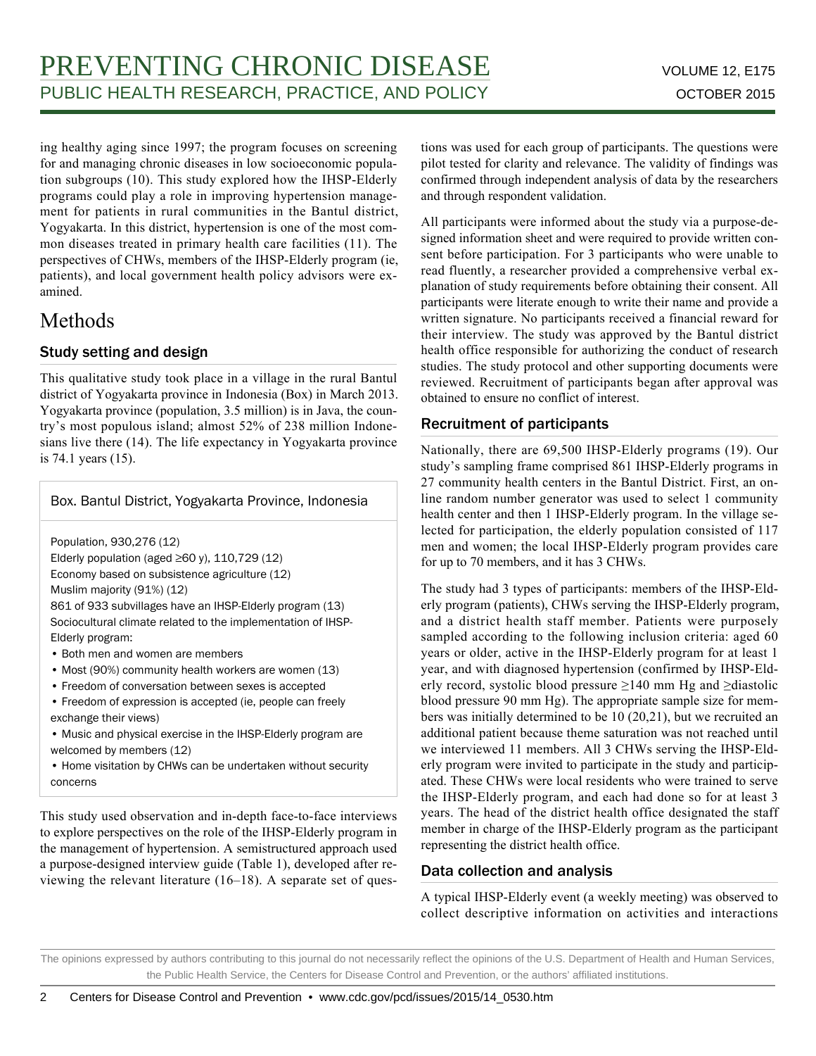ing healthy aging since 1997; the program focuses on screening for and managing chronic diseases in low socioeconomic population subgroups (10). This study explored how the IHSP-Elderly programs could play a role in improving hypertension management for patients in rural communities in the Bantul district, Yogyakarta. In this district, hypertension is one of the most common diseases treated in primary health care facilities (11). The perspectives of CHWs, members of the IHSP-Elderly program (ie, patients), and local government health policy advisors were examined.

# Methods

## Study setting and design

This qualitative study took place in a village in the rural Bantul district of Yogyakarta province in Indonesia (Box) in March 2013. Yogyakarta province (population, 3.5 million) is in Java, the country's most populous island; almost 52% of 238 million Indonesians live there (14). The life expectancy in Yogyakarta province is 74.1 years (15).

**Box. Bantul District, Yogyakarta Province, Indonesia**

Population, 930,276 (12)
Elderly population (aged ≥60 y), 110,729 (12)
Economy based on subsistence agriculture (12)
Muslim majority (91%) (12)
861 of 933 subvillages have an IHSP-Elderly program (13)
Sociocultural climate related to the implementation of IHSP-Elderly program:

- Both men and women are members
- Most (90%) community health workers are women (13)
- Freedom of conversation between sexes is accepted
- Freedom of expression is accepted (ie, people can freely exchange their views)
- Music and physical exercise in the IHSP-Elderly program are welcomed by members (12)
- Home visitation by CHWs can be undertaken without security concerns

This study used observation and in-depth face-to-face interviews to explore perspectives on the role of the IHSP-Elderly program in the management of hypertension. A semistructured approach used a purpose-designed interview guide (Table 1), developed after reviewing the relevant literature (16–18). A separate set of questions was used for each group of participants. The questions were pilot tested for clarity and relevance. The validity of findings was confirmed through independent analysis of data by the researchers and through respondent validation.

All participants were informed about the study via a purpose-designed information sheet and were required to provide written consent before participation. For 3 participants who were unable to read fluently, a researcher provided a comprehensive verbal explanation of study requirements before obtaining their consent. All participants were literate enough to write their name and provide a written signature. No participants received a financial reward for their interview. The study was approved by the Bantul district health office responsible for authorizing the conduct of research studies. The study protocol and other supporting documents were reviewed. Recruitment of participants began after approval was obtained to ensure no conflict of interest.

## Recruitment of participants

Nationally, there are 69,500 IHSP-Elderly programs (19). Our study's sampling frame comprised 861 IHSP-Elderly programs in 27 community health centers in the Bantul District. First, an online random number generator was used to select 1 community health center and then 1 IHSP-Elderly program. In the village selected for participation, the elderly population consisted of 117 men and women; the local IHSP-Elderly program provides care for up to 70 members, and it has 3 CHWs.

The study had 3 types of participants: members of the IHSP-Elderly program (patients), CHWs serving the IHSP-Elderly program, and a district health staff member. Patients were purposely sampled according to the following inclusion criteria: aged 60 years or older, active in the IHSP-Elderly program for at least 1 year, and with diagnosed hypertension (confirmed by IHSP-Elderly record, systolic blood pressure ≥140 mm Hg and ≥diastolic blood pressure 90 mm Hg). The appropriate sample size for members was initially determined to be 10 (20,21), but we recruited an additional patient because theme saturation was not reached until we interviewed 11 members. All 3 CHWs serving the IHSP-Elderly program were invited to participate in the study and participated. These CHWs were local residents who were trained to serve the IHSP-Elderly program, and each had done so for at least 3 years. The head of the district health office designated the staff member in charge of the IHSP-Elderly program as the participant representing the district health office.

## Data collection and analysis

A typical IHSP-Elderly event (a weekly meeting) was observed to collect descriptive information on activities and interactions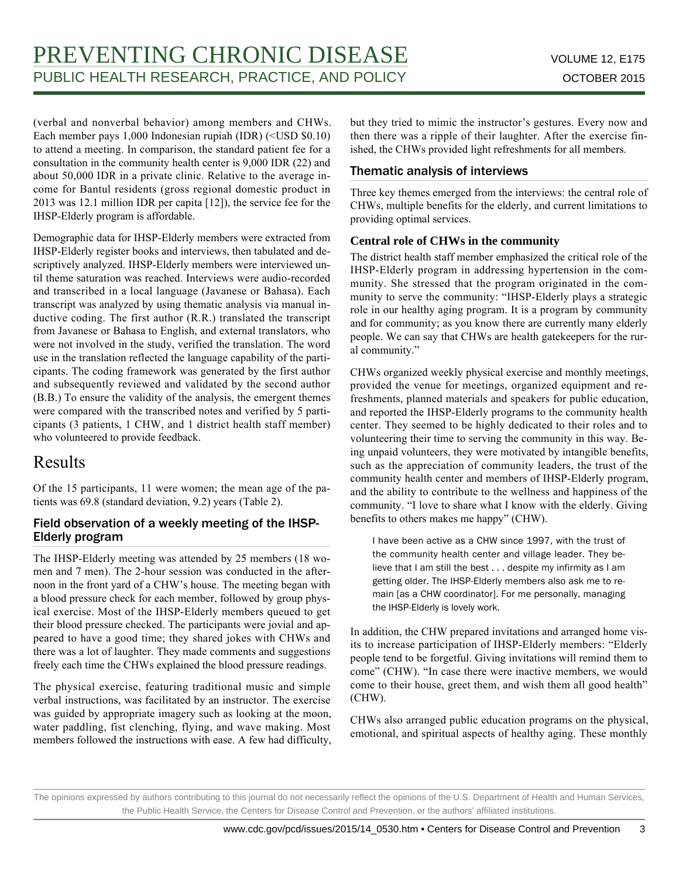(verbal and nonverbal behavior) among members and CHWs. Each member pays 1,000 Indonesian rupiah (IDR) (<USD $0.10) to attend a meeting. In comparison, the standard patient fee for a consultation in the community health center is 9,000 IDR (22) and about 50,000 IDR in a private clinic. Relative to the average income for Bantul residents (gross regional domestic product in 2013 was 12.1 million IDR per capita [12]), the service fee for the IHSP-Elderly program is affordable.

Demographic data for IHSP-Elderly members were extracted from IHSP-Elderly register books and interviews, then tabulated and descriptively analyzed. IHSP-Elderly members were interviewed until theme saturation was reached. Interviews were audio-recorded and transcribed in a local language (Javanese or Bahasa). Each transcript was analyzed by using thematic analysis via manual inductive coding. The first author (R.R.) translated the transcript from Javanese or Bahasa to English, and external translators, who were not involved in the study, verified the translation. The word use in the translation reflected the language capability of the participants. The coding framework was generated by the first author and subsequently reviewed and validated by the second author (B.B.) To ensure the validity of the analysis, the emergent themes were compared with the transcribed notes and verified by 5 participants (3 patients, 1 CHW, and 1 district health staff member) who volunteered to provide feedback.

# Results

Of the 15 participants, 11 were women; the mean age of the patients was 69.8 (standard deviation, 9.2) years (Table 2).

## Field observation of a weekly meeting of the IHSP-Elderly program

The IHSP-Elderly meeting was attended by 25 members (18 women and 7 men). The 2-hour session was conducted in the afternoon in the front yard of a CHW's house. The meeting began with a blood pressure check for each member, followed by group physical exercise. Most of the IHSP-Elderly members queued to get their blood pressure checked. The participants were jovial and appeared to have a good time; they shared jokes with CHWs and there was a lot of laughter. They made comments and suggestions freely each time the CHWs explained the blood pressure readings.

The physical exercise, featuring traditional music and simple verbal instructions, was facilitated by an instructor. The exercise was guided by appropriate imagery such as looking at the moon, water paddling, fist clenching, flying, and wave making. Most members followed the instructions with ease. A few had difficulty, but they tried to mimic the instructor's gestures. Every now and then there was a ripple of their laughter. After the exercise finished, the CHWs provided light refreshments for all members.

## Thematic analysis of interviews

Three key themes emerged from the interviews: the central role of CHWs, multiple benefits for the elderly, and current limitations to providing optimal services.

### Central role of CHWs in the community

The district health staff member emphasized the critical role of the IHSP-Elderly program in addressing hypertension in the community. She stressed that the program originated in the community to serve the community: "IHSP-Elderly plays a strategic role in our healthy aging program. It is a program by community and for community; as you know there are currently many elderly people. We can say that CHWs are health gatekeepers for the rural community."

CHWs organized weekly physical exercise and monthly meetings, provided the venue for meetings, organized equipment and refreshments, planned materials and speakers for public education, and reported the IHSP-Elderly programs to the community health center. They seemed to be highly dedicated to their roles and to volunteering their time to serving the community in this way. Being unpaid volunteers, they were motivated by intangible benefits, such as the appreciation of community leaders, the trust of the community health center and members of IHSP-Elderly program, and the ability to contribute to the wellness and happiness of the community. "I love to share what I know with the elderly. Giving benefits to others makes me happy" (CHW).

> I have been active as a CHW since 1997, with the trust of the community health center and village leader. They believe that I am still the best . . . despite my infirmity as I am getting older. The IHSP-Elderly members also ask me to remain [as a CHW coordinator]. For me personally, managing the IHSP-Elderly is lovely work.

In addition, the CHW prepared invitations and arranged home visits to increase participation of IHSP-Elderly members: "Elderly people tend to be forgetful. Giving invitations will remind them to come" (CHW). "In case there were inactive members, we would come to their house, greet them, and wish them all good health" (CHW).

CHWs also arranged public education programs on the physical, emotional, and spiritual aspects of healthy aging. These monthly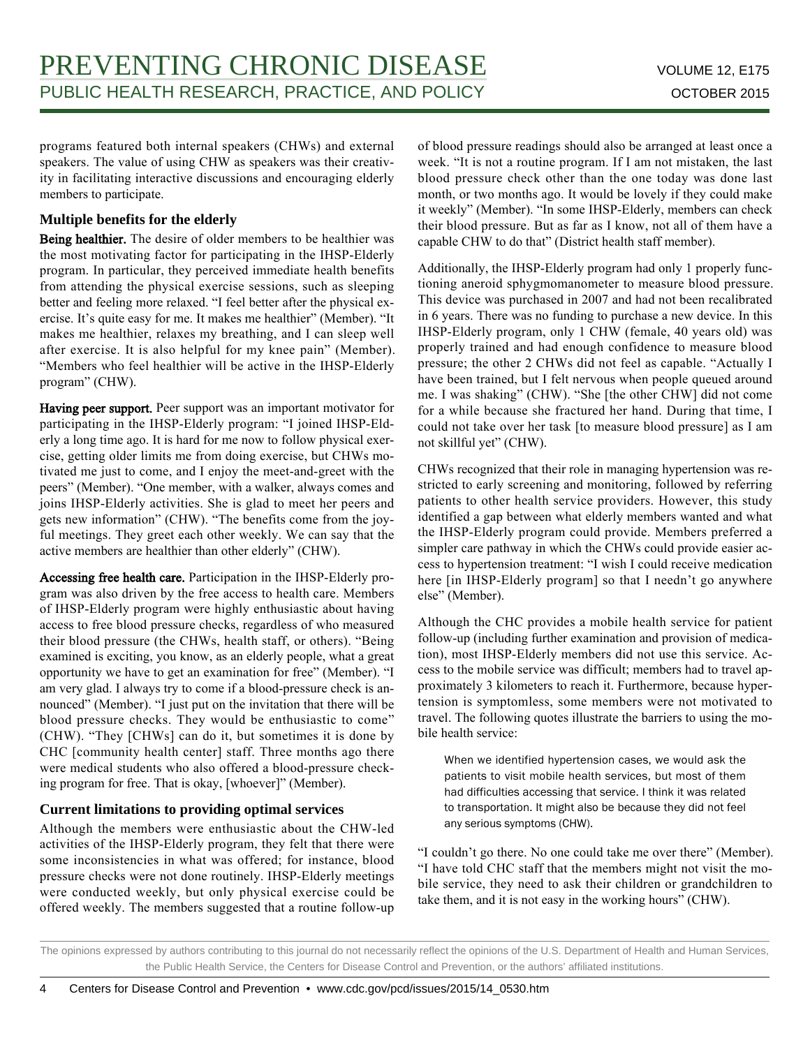programs featured both internal speakers (CHWs) and external speakers. The value of using CHW as speakers was their creativity in facilitating interactive discussions and encouraging elderly members to participate.

### Multiple benefits for the elderly

**Being healthier.** The desire of older members to be healthier was the most motivating factor for participating in the IHSP-Elderly program. In particular, they perceived immediate health benefits from attending the physical exercise sessions, such as sleeping better and feeling more relaxed. "I feel better after the physical exercise. It's quite easy for me. It makes me healthier" (Member). "It makes me healthier, relaxes my breathing, and I can sleep well after exercise. It is also helpful for my knee pain" (Member). "Members who feel healthier will be active in the IHSP-Elderly program" (CHW).

**Having peer support.** Peer support was an important motivator for participating in the IHSP-Elderly program: "I joined IHSP-Elderly a long time ago. It is hard for me now to follow physical exercise, getting older limits me from doing exercise, but CHWs motivated me just to come, and I enjoy the meet-and-greet with the peers" (Member). "One member, with a walker, always comes and joins IHSP-Elderly activities. She is glad to meet her peers and gets new information" (CHW). "The benefits come from the joyful meetings. They greet each other weekly. We can say that the active members are healthier than other elderly" (CHW).

**Accessing free health care.** Participation in the IHSP-Elderly program was also driven by the free access to health care. Members of IHSP-Elderly program were highly enthusiastic about having access to free blood pressure checks, regardless of who measured their blood pressure (the CHWs, health staff, or others). "Being examined is exciting, you know, as an elderly people, what a great opportunity we have to get an examination for free" (Member). "I am very glad. I always try to come if a blood-pressure check is announced" (Member). "I just put on the invitation that there will be blood pressure checks. They would be enthusiastic to come" (CHW). "They [CHWs] can do it, but sometimes it is done by CHC [community health center] staff. Three months ago there were medical students who also offered a blood-pressure checking program for free. That is okay, [whoever]" (Member).

### Current limitations to providing optimal services

Although the members were enthusiastic about the CHW-led activities of the IHSP-Elderly program, they felt that there were some inconsistencies in what was offered; for instance, blood pressure checks were not done routinely. IHSP-Elderly meetings were conducted weekly, but only physical exercise could be offered weekly. The members suggested that a routine follow-up of blood pressure readings should also be arranged at least once a week. "It is not a routine program. If I am not mistaken, the last blood pressure check other than the one today was done last month, or two months ago. It would be lovely if they could make it weekly" (Member). "In some IHSP-Elderly, members can check their blood pressure. But as far as I know, not all of them have a capable CHW to do that" (District health staff member).

Additionally, the IHSP-Elderly program had only 1 properly functioning aneroid sphygmomanometer to measure blood pressure. This device was purchased in 2007 and had not been recalibrated in 6 years. There was no funding to purchase a new device. In this IHSP-Elderly program, only 1 CHW (female, 40 years old) was properly trained and had enough confidence to measure blood pressure; the other 2 CHWs did not feel as capable. "Actually I have been trained, but I felt nervous when people queued around me. I was shaking" (CHW). "She [the other CHW] did not come for a while because she fractured her hand. During that time, I could not take over her task [to measure blood pressure] as I am not skillful yet" (CHW).

CHWs recognized that their role in managing hypertension was restricted to early screening and monitoring, followed by referring patients to other health service providers. However, this study identified a gap between what elderly members wanted and what the IHSP-Elderly program could provide. Members preferred a simpler care pathway in which the CHWs could provide easier access to hypertension treatment: "I wish I could receive medication here [in IHSP-Elderly program] so that I needn't go anywhere else" (Member).

Although the CHC provides a mobile health service for patient follow-up (including further examination and provision of medication), most IHSP-Elderly members did not use this service. Access to the mobile service was difficult; members had to travel approximately 3 kilometers to reach it. Furthermore, because hypertension is symptomless, some members were not motivated to travel. The following quotes illustrate the barriers to using the mobile health service:

> When we identified hypertension cases, we would ask the patients to visit mobile health services, but most of them had difficulties accessing that service. I think it was related to transportation. It might also be because they did not feel any serious symptoms (CHW).

"I couldn't go there. No one could take me over there" (Member). "I have told CHC staff that the members might not visit the mobile service, they need to ask their children or grandchildren to take them, and it is not easy in the working hours" (CHW).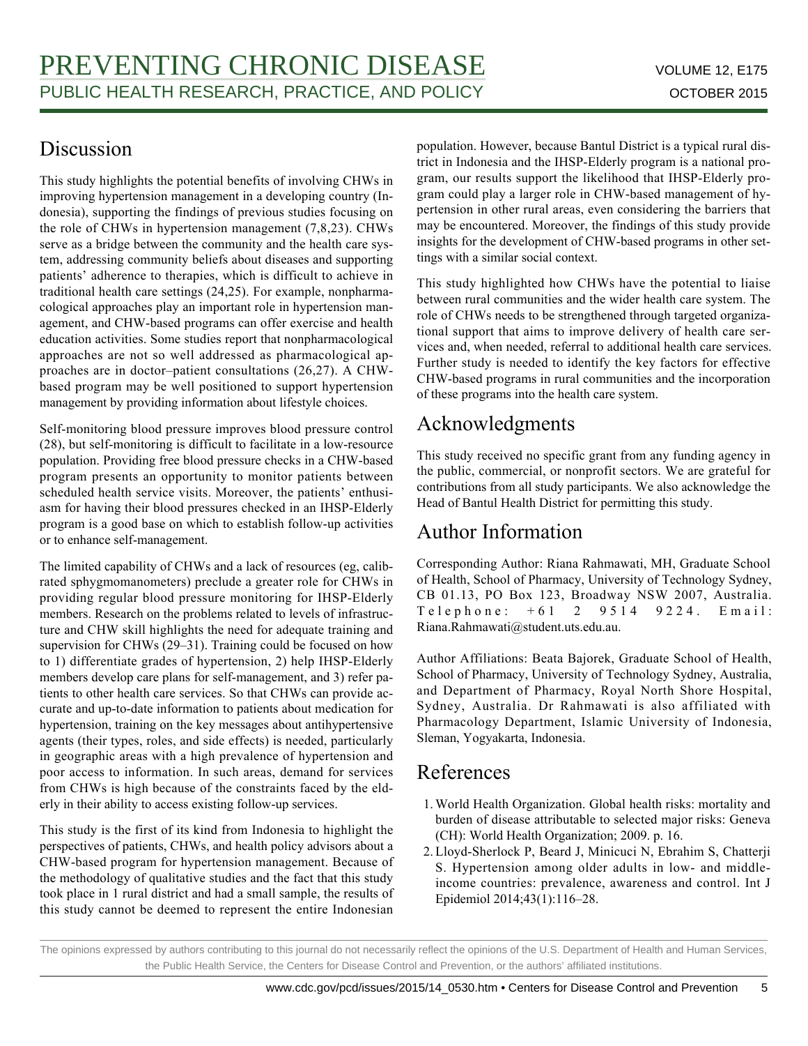## Discussion

This study highlights the potential benefits of involving CHWs in improving hypertension management in a developing country (Indonesia), supporting the findings of previous studies focusing on the role of CHWs in hypertension management (7,8,23). CHWs serve as a bridge between the community and the health care system, addressing community beliefs about diseases and supporting patients' adherence to therapies, which is difficult to achieve in traditional health care settings (24,25). For example, nonpharmacological approaches play an important role in hypertension management, and CHW-based programs can offer exercise and health education activities. Some studies report that nonpharmacological approaches are not so well addressed as pharmacological approaches are in doctor–patient consultations (26,27). A CHW-based program may be well positioned to support hypertension management by providing information about lifestyle choices.

Self-monitoring blood pressure improves blood pressure control (28), but self-monitoring is difficult to facilitate in a low-resource population. Providing free blood pressure checks in a CHW-based program presents an opportunity to monitor patients between scheduled health service visits. Moreover, the patients' enthusiasm for having their blood pressures checked in an IHSP-Elderly program is a good base on which to establish follow-up activities or to enhance self-management.

The limited capability of CHWs and a lack of resources (eg, calibrated sphygmomanometers) preclude a greater role for CHWs in providing regular blood pressure monitoring for IHSP-Elderly members. Research on the problems related to levels of infrastructure and CHW skill highlights the need for adequate training and supervision for CHWs (29–31). Training could be focused on how to 1) differentiate grades of hypertension, 2) help IHSP-Elderly members develop care plans for self-management, and 3) refer patients to other health care services. So that CHWs can provide accurate and up-to-date information to patients about medication for hypertension, training on the key messages about antihypertensive agents (their types, roles, and side effects) is needed, particularly in geographic areas with a high prevalence of hypertension and poor access to information. In such areas, demand for services from CHWs is high because of the constraints faced by the elderly in their ability to access existing follow-up services.

This study is the first of its kind from Indonesia to highlight the perspectives of patients, CHWs, and health policy advisors about a CHW-based program for hypertension management. Because of the methodology of qualitative studies and the fact that this study took place in 1 rural district and had a small sample, the results of this study cannot be deemed to represent the entire Indonesian population. However, because Bantul District is a typical rural district in Indonesia and the IHSP-Elderly program is a national program, our results support the likelihood that IHSP-Elderly program could play a larger role in CHW-based management of hypertension in other rural areas, even considering the barriers that may be encountered. Moreover, the findings of this study provide insights for the development of CHW-based programs in other settings with a similar social context.

This study highlighted how CHWs have the potential to liaise between rural communities and the wider health care system. The role of CHWs needs to be strengthened through targeted organizational support that aims to improve delivery of health care services and, when needed, referral to additional health care services. Further study is needed to identify the key factors for effective CHW-based programs in rural communities and the incorporation of these programs into the health care system.

## Acknowledgments

This study received no specific grant from any funding agency in the public, commercial, or nonprofit sectors. We are grateful for contributions from all study participants. We also acknowledge the Head of Bantul Health District for permitting this study.

## Author Information

Corresponding Author: Riana Rahmawati, MH, Graduate School of Health, School of Pharmacy, University of Technology Sydney, CB 01.13, PO Box 123, Broadway NSW 2007, Australia. Telephone: +61 2 9514 9224. Email: Riana.Rahmawati@student.uts.edu.au.

Author Affiliations: Beata Bajorek, Graduate School of Health, School of Pharmacy, University of Technology Sydney, Australia, and Department of Pharmacy, Royal North Shore Hospital, Sydney, Australia. Dr Rahmawati is also affiliated with Pharmacology Department, Islamic University of Indonesia, Sleman, Yogyakarta, Indonesia.

## References

1. World Health Organization. Global health risks: mortality and burden of disease attributable to selected major risks: Geneva (CH): World Health Organization; 2009. p. 16.
2. Lloyd-Sherlock P, Beard J, Minicuci N, Ebrahim S, Chatterji S. Hypertension among older adults in low- and middle-income countries: prevalence, awareness and control. Int J Epidemiol 2014;43(1):116–28.

The opinions expressed by authors contributing to this journal do not necessarily reflect the opinions of the U.S. Department of Health and Human Services, the Public Health Service, the Centers for Disease Control and Prevention, or the authors' affiliated institutions.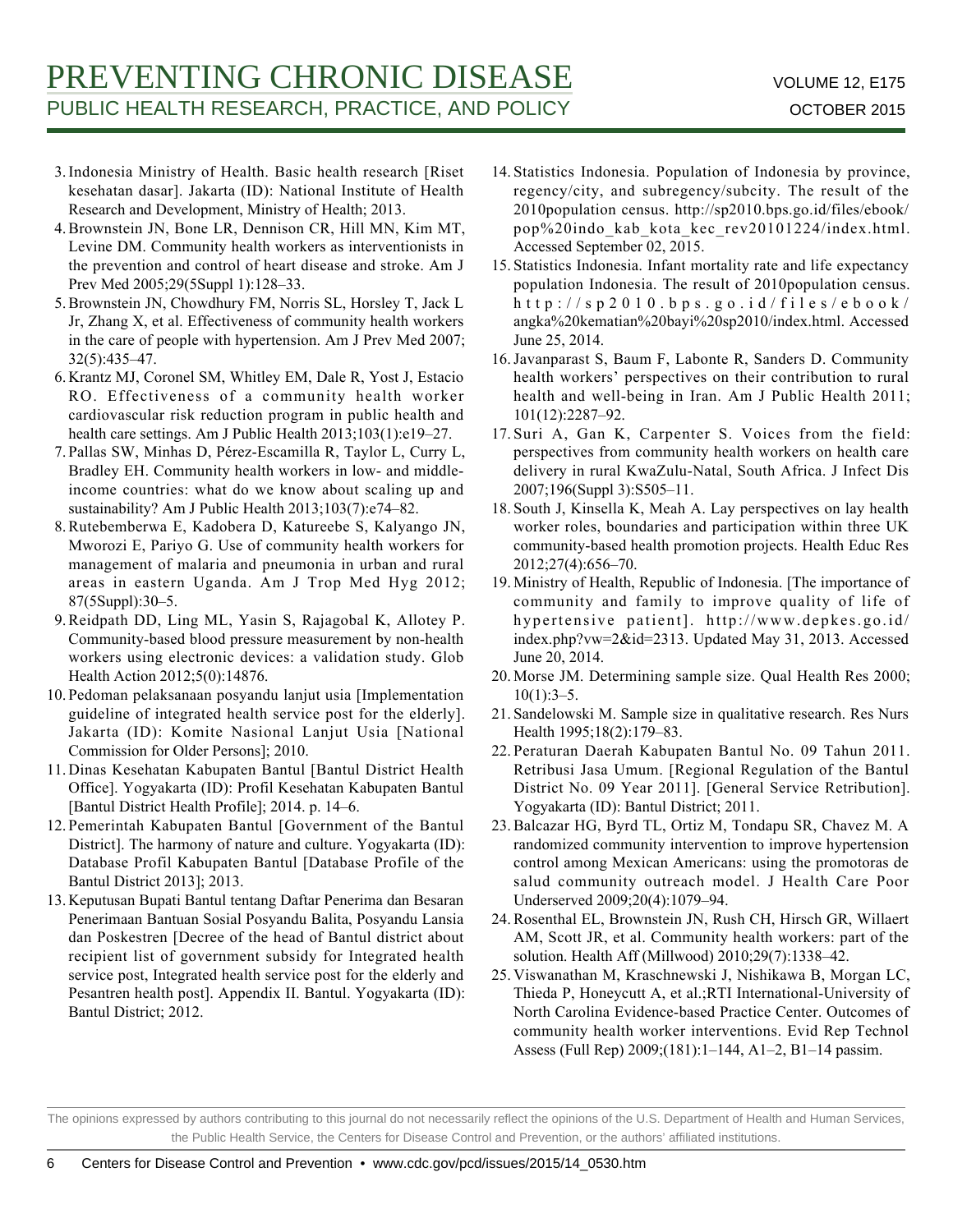3. Indonesia Ministry of Health. Basic health research [Riset kesehatan dasar]. Jakarta (ID): National Institute of Health Research and Development, Ministry of Health; 2013.
4. Brownstein JN, Bone LR, Dennison CR, Hill MN, Kim MT, Levine DM. Community health workers as interventionists in the prevention and control of heart disease and stroke. Am J Prev Med 2005;29(5Suppl 1):128–33.
5. Brownstein JN, Chowdhury FM, Norris SL, Horsley T, Jack L Jr, Zhang X, et al. Effectiveness of community health workers in the care of people with hypertension. Am J Prev Med 2007; 32(5):435–47.
6. Krantz MJ, Coronel SM, Whitley EM, Dale R, Yost J, Estacio RO. Effectiveness of a community health worker cardiovascular risk reduction program in public health and health care settings. Am J Public Health 2013;103(1):e19–27.
7. Pallas SW, Minhas D, Pérez-Escamilla R, Taylor L, Curry L, Bradley EH. Community health workers in low- and middle-income countries: what do we know about scaling up and sustainability? Am J Public Health 2013;103(7):e74–82.
8. Rutebemberwa E, Kadobera D, Katureebe S, Kalyango JN, Mworozi E, Pariyo G. Use of community health workers for management of malaria and pneumonia in urban and rural areas in eastern Uganda. Am J Trop Med Hyg 2012; 87(5Suppl):30–5.
9. Reidpath DD, Ling ML, Yasin S, Rajagobal K, Allotey P. Community-based blood pressure measurement by non-health workers using electronic devices: a validation study. Glob Health Action 2012;5(0):14876.
10. Pedoman pelaksanaan posyandu lanjut usia [Implementation guideline of integrated health service post for the elderly]. Jakarta (ID): Komite Nasional Lanjut Usia [National Commission for Older Persons]; 2010.
11. Dinas Kesehatan Kabupaten Bantul [Bantul District Health Office]. Yogyakarta (ID): Profil Kesehatan Kabupaten Bantul [Bantul District Health Profile]; 2014. p. 14–6.
12. Pemerintah Kabupaten Bantul [Government of the Bantul District]. The harmony of nature and culture. Yogyakarta (ID): Database Profil Kabupaten Bantul [Database Profile of the Bantul District 2013]; 2013.
13. Keputusan Bupati Bantul tentang Daftar Penerima dan Besaran Penerimaan Bantuan Sosial Posyandu Balita, Posyandu Lansia dan Poskestren [Decree of the head of Bantul district about recipient list of government subsidy for Integrated health service post, Integrated health service post for the elderly and Pesantren health post]. Appendix II. Bantul. Yogyakarta (ID): Bantul District; 2012.
14. Statistics Indonesia. Population of Indonesia by province, regency/city, and subregency/subcity. The result of the 2010population census. http://sp2010.bps.go.id/files/ebook/pop%20indo_kab_kota_kec_rev20101224/index.html. Accessed September 02, 2015.
15. Statistics Indonesia. Infant mortality rate and life expectancy population Indonesia. The result of 2010population census. http://sp2010.bps.go.id/files/ebook/angka%20kematian%20bayi%20sp2010/index.html. Accessed June 25, 2014.
16. Javanparast S, Baum F, Labonte R, Sanders D. Community health workers' perspectives on their contribution to rural health and well-being in Iran. Am J Public Health 2011; 101(12):2287–92.
17. Suri A, Gan K, Carpenter S. Voices from the field: perspectives from community health workers on health care delivery in rural KwaZulu-Natal, South Africa. J Infect Dis 2007;196(Suppl 3):S505–11.
18. South J, Kinsella K, Meah A. Lay perspectives on lay health worker roles, boundaries and participation within three UK community-based health promotion projects. Health Educ Res 2012;27(4):656–70.
19. Ministry of Health, Republic of Indonesia. [The importance of community and family to improve quality of life of hypertensive patient]. http://www.depkes.go.id/index.php?vw=2&id=2313. Updated May 31, 2013. Accessed June 20, 2014.
20. Morse JM. Determining sample size. Qual Health Res 2000; 10(1):3–5.
21. Sandelowski M. Sample size in qualitative research. Res Nurs Health 1995;18(2):179–83.
22. Peraturan Daerah Kabupaten Bantul No. 09 Tahun 2011. Retribusi Jasa Umum. [Regional Regulation of the Bantul District No. 09 Year 2011]. [General Service Retribution]. Yogyakarta (ID): Bantul District; 2011.
23. Balcazar HG, Byrd TL, Ortiz M, Tondapu SR, Chavez M. A randomized community intervention to improve hypertension control among Mexican Americans: using the promotoras de salud community outreach model. J Health Care Poor Underserved 2009;20(4):1079–94.
24. Rosenthal EL, Brownstein JN, Rush CH, Hirsch GR, Willaert AM, Scott JR, et al. Community health workers: part of the solution. Health Aff (Millwood) 2010;29(7):1338–42.
25. Viswanathan M, Kraschnewski J, Nishikawa B, Morgan LC, Thieda P, Honeycutt A, et al.;RTI International-University of North Carolina Evidence-based Practice Center. Outcomes of community health worker interventions. Evid Rep Technol Assess (Full Rep) 2009;(181):1–144, A1–2, B1–14 passim.

The opinions expressed by authors contributing to this journal do not necessarily reflect the opinions of the U.S. Department of Health and Human Services, the Public Health Service, the Centers for Disease Control and Prevention, or the authors' affiliated institutions.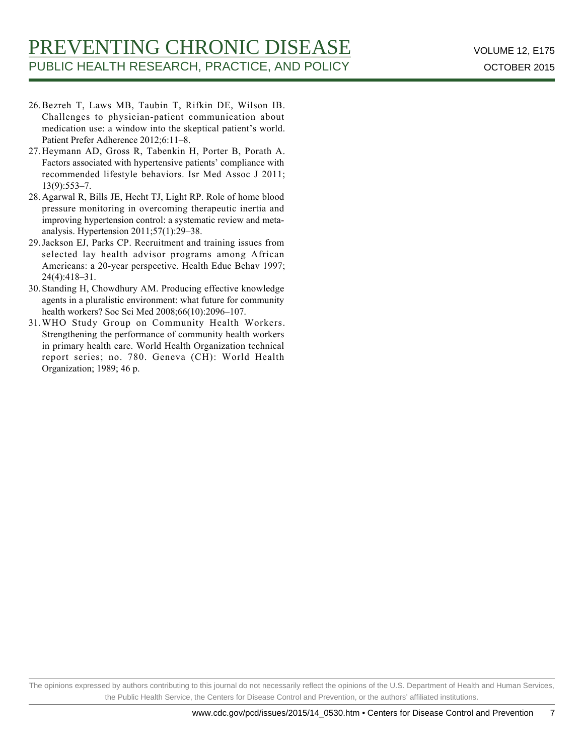26. Bezreh T, Laws MB, Taubin T, Rifkin DE, Wilson IB. Challenges to physician-patient communication about medication use: a window into the skeptical patient's world. Patient Prefer Adherence 2012;6:11–8.
27. Heymann AD, Gross R, Tabenkin H, Porter B, Porath A. Factors associated with hypertensive patients' compliance with recommended lifestyle behaviors. Isr Med Assoc J 2011; 13(9):553–7.
28. Agarwal R, Bills JE, Hecht TJ, Light RP. Role of home blood pressure monitoring in overcoming therapeutic inertia and improving hypertension control: a systematic review and meta-analysis. Hypertension 2011;57(1):29–38.
29. Jackson EJ, Parks CP. Recruitment and training issues from selected lay health advisor programs among African Americans: a 20-year perspective. Health Educ Behav 1997; 24(4):418–31.
30. Standing H, Chowdhury AM. Producing effective knowledge agents in a pluralistic environment: what future for community health workers? Soc Sci Med 2008;66(10):2096–107.
31. WHO Study Group on Community Health Workers. Strengthening the performance of community health workers in primary health care. World Health Organization technical report series; no. 780. Geneva (CH): World Health Organization; 1989; 46 p.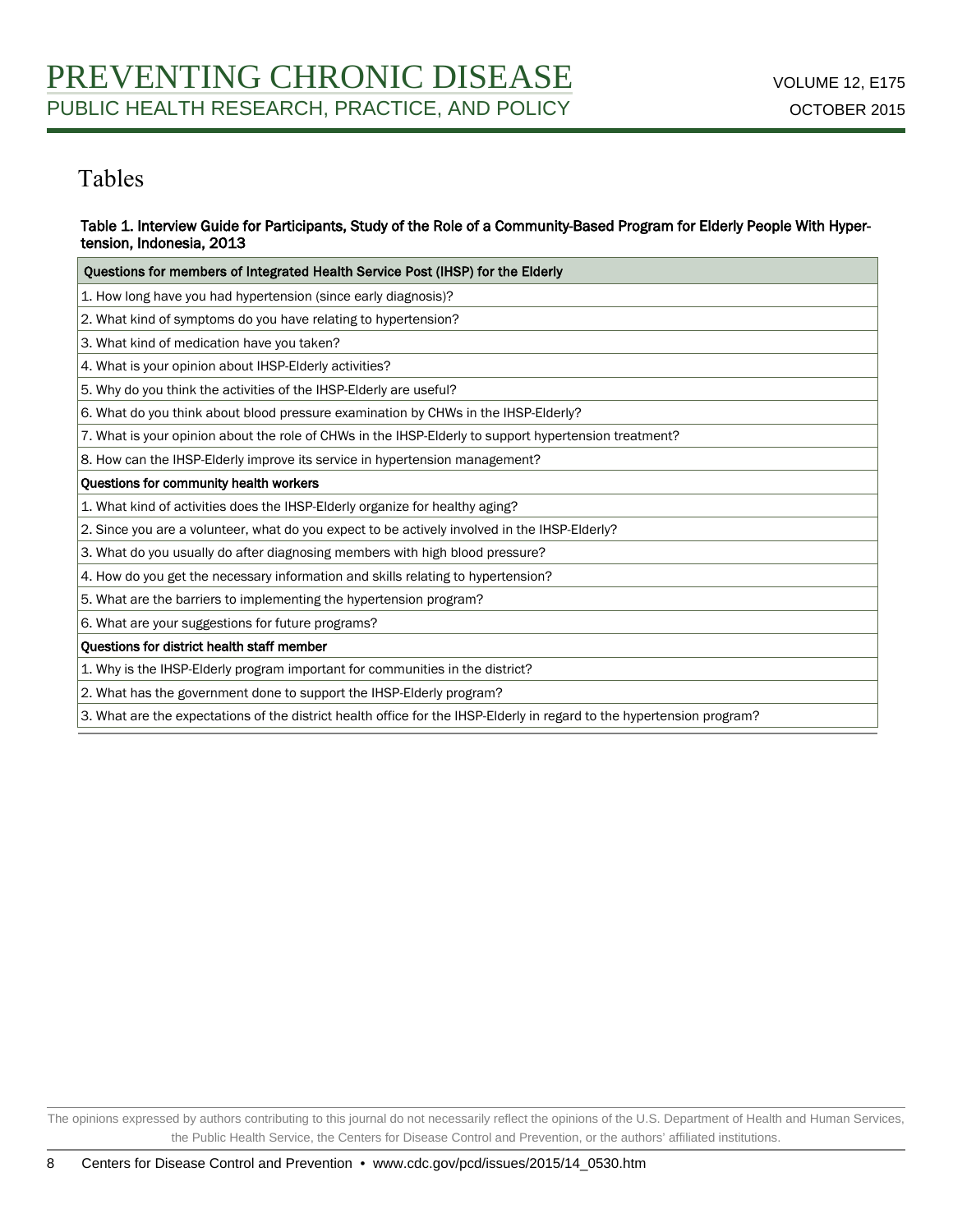# Tables

**Table 1. Interview Guide for Participants, Study of the Role of a Community-Based Program for Elderly People With Hypertension, Indonesia, 2013**

| Questions for members of Integrated Health Service Post (IHSP) for the Elderly |
|---|
| 1. How long have you had hypertension (since early diagnosis)? |
| 2. What kind of symptoms do you have relating to hypertension? |
| 3. What kind of medication have you taken? |
| 4. What is your opinion about IHSP-Elderly activities? |
| 5. Why do you think the activities of the IHSP-Elderly are useful? |
| 6. What do you think about blood pressure examination by CHWs in the IHSP-Elderly? |
| 7. What is your opinion about the role of CHWs in the IHSP-Elderly to support hypertension treatment? |
| 8. How can the IHSP-Elderly improve its service in hypertension management? |
| **Questions for community health workers** |
| 1. What kind of activities does the IHSP-Elderly organize for healthy aging? |
| 2. Since you are a volunteer, what do you expect to be actively involved in the IHSP-Elderly? |
| 3. What do you usually do after diagnosing members with high blood pressure? |
| 4. How do you get the necessary information and skills relating to hypertension? |
| 5. What are the barriers to implementing the hypertension program? |
| 6. What are your suggestions for future programs? |
| **Questions for district health staff member** |
| 1. Why is the IHSP-Elderly program important for communities in the district? |
| 2. What has the government done to support the IHSP-Elderly program? |
| 3. What are the expectations of the district health office for the IHSP-Elderly in regard to the hypertension program? |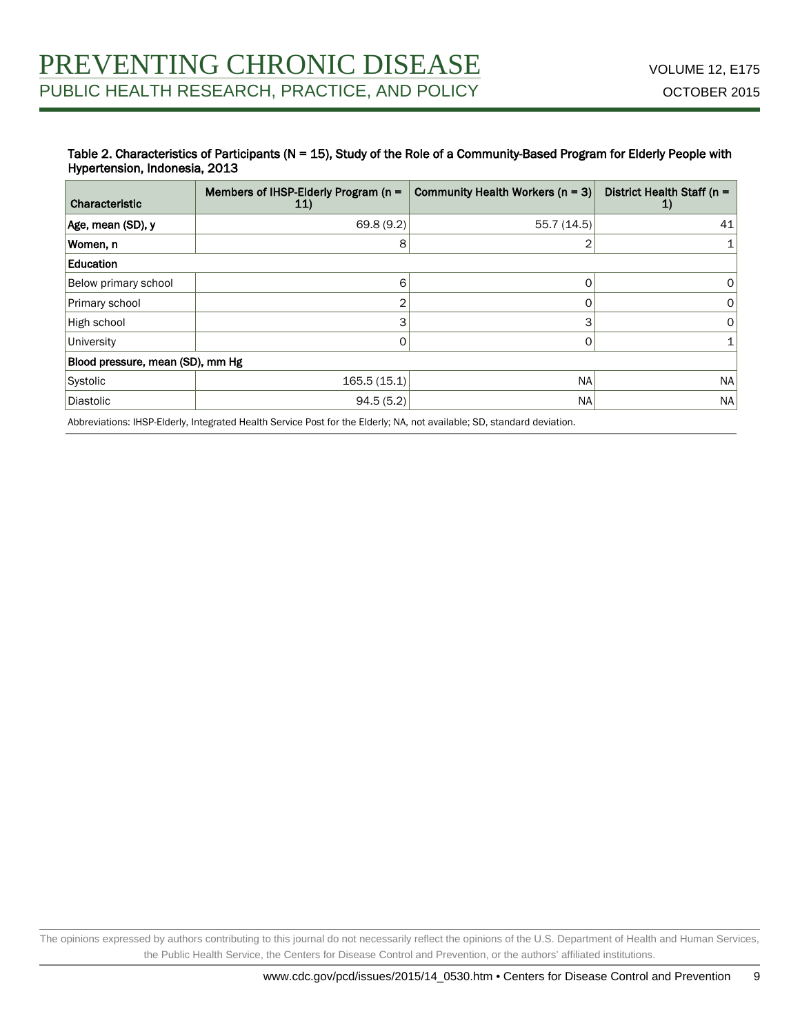Table 2. Characteristics of Participants (N = 15), Study of the Role of a Community-Based Program for Elderly People with Hypertension, Indonesia, 2013

| Characteristic | Members of IHSP-Elderly Program (n = 11) | Community Health Workers (n = 3) | District Health Staff (n = 1) |
|---|---|---|---|
| **Age, mean (SD), y** | 69.8 (9.2) | 55.7 (14.5) | 41 |
| **Women, n** | 8 | 2 | 1 |
| **Education** | | | |
| Below primary school | 6 | 0 | 0 |
| Primary school | 2 | 0 | 0 |
| High school | 3 | 3 | 0 |
| University | 0 | 0 | 1 |
| **Blood pressure, mean (SD), mm Hg** | | | |
| Systolic | 165.5 (15.1) | NA | NA |
| Diastolic | 94.5 (5.2) | NA | NA |

Abbreviations: IHSP-Elderly, Integrated Health Service Post for the Elderly; NA, not available; SD, standard deviation.